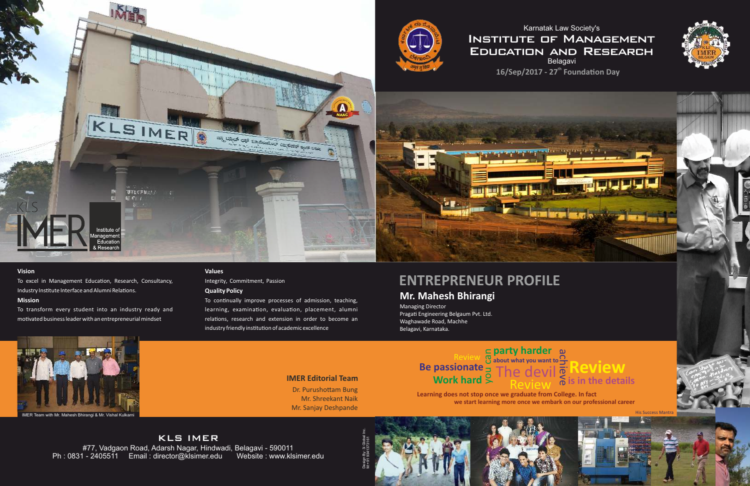Karnatak Law Society's

# Institute of Management Education and Research

Belagavi

16/Sep/2017 - 27th Foundation Day

**Vision**

To excel in Management Education, Research, Consultancy, Industry Institute Interface and Alumni Relations.

**Mission**

To transform every student into an industry ready and motivated business leader with an entrepreneurial mindset

**Values**

Integrity, Commitment, Passion

**Quality Policy**

To continually improve processes of admission, teaching, learning, examination, evaluation, placement, alumni relations, research and extension in order to become an industry friendly institution of academic excellence

## ENTREPRENEUR PROFILE

### Mr. Mahesh Bhirangi

Managing Director
Pragati Engineering Belgaum Pvt. Ltd.
Waghawade Road, Machhe
Belagavi, Karnataka.

IMER Team with Mr. Mahesh Bhirangi & Mr. Vishal Kulkarni

**IMER Editorial Team**

Dr. Purushottam Bung
Mr. Shreekant Naik
Mr. Sanjay Deshpande

Review, party harder, you can, about what you want to, achieve, Be passionate, Work hard, The devil is in the details, Review, Review

Learning does not stop once we graduate from College. In fact we start learning more once we embark on our professional career

His Success Mantra

**KLS IMER**

#77, Vadgaon Road, Adarsh Nagar, Hindwadi, Belagavi - 590011
Ph : 0831 - 2405511 Email : director@klsimer.edu Website : www.klsimer.edu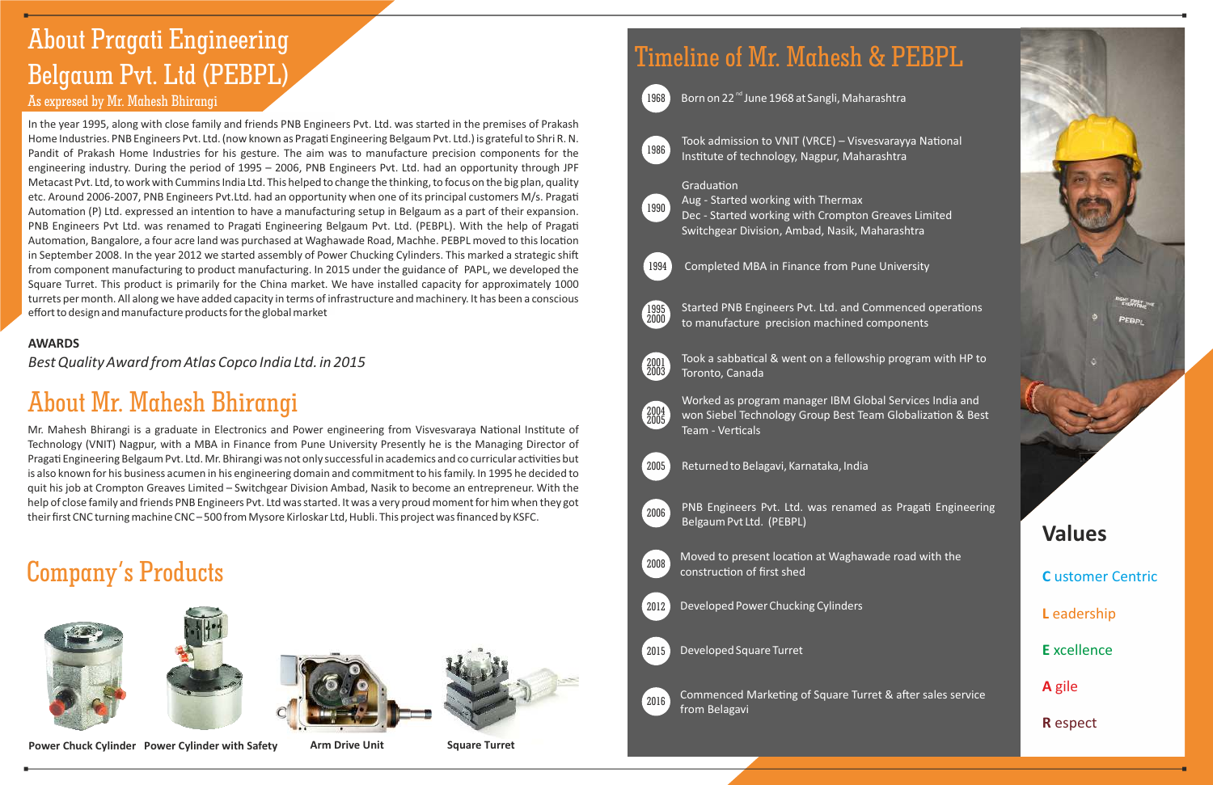# About Pragati Engineering Belgaum Pvt. Ltd (PEBPL)

### As expresed by Mr. Mahesh Bhirangi

In the year 1995, along with close family and friends PNB Engineers Pvt. Ltd. was started in the premises of Prakash Home Industries. PNB Engineers Pvt. Ltd. (now known as Pragati Engineering Belgaum Pvt. Ltd.) is grateful to Shri R. N. Pandit of Prakash Home Industries for his gesture. The aim was to manufacture precision components for the engineering industry. During the period of 1995 – 2006, PNB Engineers Pvt. Ltd. had an opportunity through JPF Metacast Pvt. Ltd, to work with Cummins India Ltd. This helped to change the thinking, to focus on the big plan, quality etc. Around 2006-2007, PNB Engineers Pvt.Ltd. had an opportunity when one of its principal customers M/s. Pragati Automation (P) Ltd. expressed an intention to have a manufacturing setup in Belgaum as a part of their expansion. PNB Engineers Pvt Ltd. was renamed to Pragati Engineering Belgaum Pvt. Ltd. (PEBPL). With the help of Pragati Automation, Bangalore, a four acre land was purchased at Waghawade Road, Machhe. PEBPL moved to this location in September 2008. In the year 2012 we started assembly of Power Chucking Cylinders. This marked a strategic shift from component manufacturing to product manufacturing. In 2015 under the guidance of PAPL, we developed the Square Turret. This product is primarily for the China market. We have installed capacity for approximately 1000 turrets per month. All along we have added capacity in terms of infrastructure and machinery. It has been a conscious effort to design and manufacture products for the global market

**AWARDS**

*Best Quality Award from Atlas Copco India Ltd. in 2015*

# About Mr. Mahesh Bhirangi

Mr. Mahesh Bhirangi is a graduate in Electronics and Power engineering from Visvesvaraya National Institute of Technology (VNIT) Nagpur, with a MBA in Finance from Pune University Presently he is the Managing Director of Pragati Engineering Belgaum Pvt. Ltd. Mr. Bhirangi was not only successful in academics and co curricular activities but is also known for his business acumen in his engineering domain and commitment to his family. In 1995 he decided to quit his job at Crompton Greaves Limited – Switchgear Division Ambad, Nasik to become an entrepreneur. With the help of close family and friends PNB Engineers Pvt. Ltd was started. It was a very proud moment for him when they got their first CNC turning machine CNC – 500 from Mysore Kirloskar Ltd, Hubli. This project was financed by KSFC.

# Company's Products

Power Chuck Cylinder

Power Cylinder with Safety

Arm Drive Unit

Square Turret

# Timeline of Mr. Mahesh & PEBPL

- **1968** – Born on 22nd June 1968 at Sangli, Maharashtra
- **1986** – Took admission to VNIT (VRCE) – Visvesvarayya National Institute of technology, Nagpur, Maharashtra
- **1990** – Graduation
  - Aug - Started working with Thermax
  - Dec - Started working with Crompton Greaves Limited Switchgear Division, Ambad, Nasik, Maharashtra
- **1994** – Completed MBA in Finance from Pune University
- **1995 2000** – Started PNB Engineers Pvt. Ltd. and Commenced operations to manufacture precision machined components
- **2001 2003** – Took a sabbatical & went on a fellowship program with HP to Toronto, Canada
- **2004 2005** – Worked as program manager IBM Global Services India and won Siebel Technology Group Best Team Globalization & Best Team - Verticals
- **2005** – Returned to Belagavi, Karnataka, India
- **2006** – PNB Engineers Pvt. Ltd. was renamed as Pragati Engineering Belgaum Pvt Ltd. (PEBPL)
- **2008** – Moved to present location at Waghawade road with the construction of first shed
- **2012** – Developed Power Chucking Cylinders
- **2015** – Developed Square Turret
- **2016** – Commenced Marketing of Square Turret & after sales service from Belagavi

# Values

**C** ustomer Centric

**L** eadership

**E** xcellence

**A** gile

**R** espect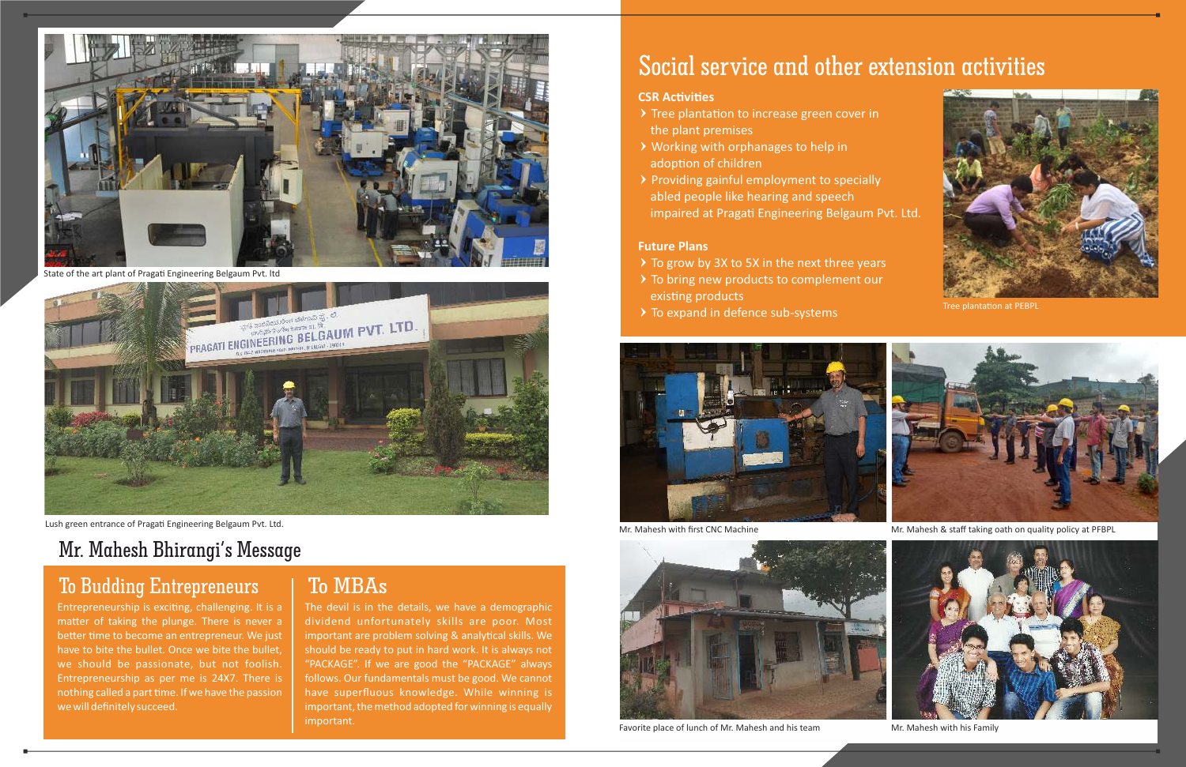State of the art plant of Pragati Engineering Belgaum Pvt. ltd

Lush green entrance of Pragati Engineering Belgaum Pvt. Ltd.

## Mr. Mahesh Bhirangi's Message

### To Budding Entrepreneurs

Entrepreneurship is exciting, challenging. It is a matter of taking the plunge. There is never a better time to become an entrepreneur. We just have to bite the bullet. Once we bite the bullet, we should be passionate, but not foolish. Entrepreneurship as per me is 24X7. There is nothing called a part time. If we have the passion we will definitely succeed.

### To MBAs

The devil is in the details, we have a demographic dividend unfortunately skills are poor. Most important are problem solving & analytical skills. We should be ready to put in hard work. It is always not "PACKAGE". If we are good the "PACKAGE" always follows. Our fundamentals must be good. We cannot have superfluous knowledge. While winning is important, the method adopted for winning is equally important.

## Social service and other extension activities

**CSR Activities**

- Tree plantation to increase green cover in the plant premises
- Working with orphanages to help in adoption of children
- Providing gainful employment to specially abled people like hearing and speech impaired at Pragati Engineering Belgaum Pvt. Ltd.

**Future Plans**

- To grow by 3X to 5X in the next three years
- To bring new products to complement our existing products
- To expand in defence sub-systems

Tree plantation at PEBPL

Mr. Mahesh with first CNC Machine

Mr. Mahesh & staff taking oath on quality policy at PFBPL

Favorite place of lunch of Mr. Mahesh and his team

Mr. Mahesh with his Family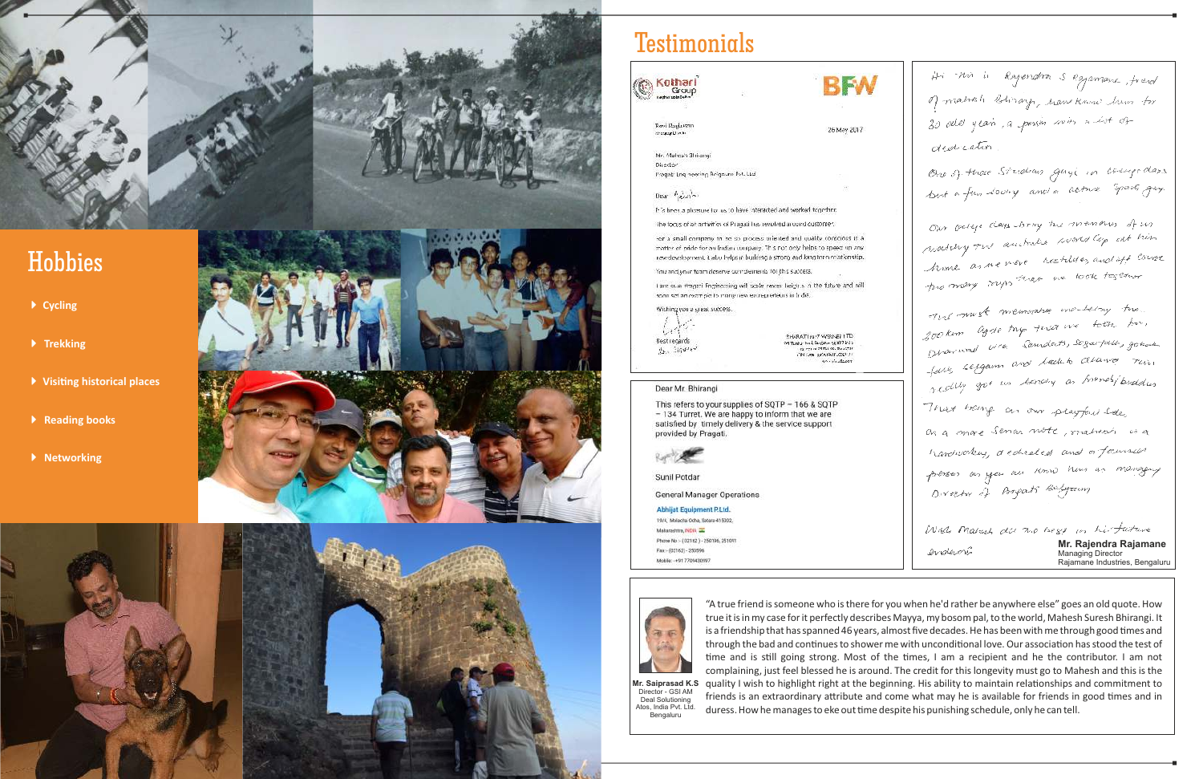## Hobbies

- Cycling
- Trekking
- Visiting historical places
- Reading books
- Networking

# Testimonials

Kothari Group

BFW

Ravi Raghavan

26 May 2017

Mr. Mahesh Bhirangi
Director
Pragati Engineering Belgaum Pvt. Ltd.

Dear Mahesh

It's been a pleasure for us to have interacted and worked together.

The focus of all activities of Pragati has revolved around customer.

For a small company to be so process oriented and quality conscious is a matter of pride for an Indian company. This not only helps to speed up any new development, it also helps in building a strong and long term relationship.

You and your team deserve compliments for this success.

I am sure Pragati Engineering will scale newer heights in the future and will soon set an example to many new entrepreneurs in India.

Wishing you a great success.

Best regards

BHARAT FRITZ WERNER LTD

---

Dear Mr. Bhirangi

This refers to your supplies of SQTP – 166 & SQTP – 134 Turret. We are happy to inform that we are satisfied by timely delivery & the service support provided by Pragati.

Sunil Potdar

General Manager Operations

Abhijit Equipment P.Ltd.
19/4, Malecha Odha, Satara 415002,
Maharashtra, INDIA
Phone No - (02162) - 250196, 251011
Fax - (02162) - 250596
Mobile - +91 7709430997

---

Hi this is Rajendra S Rajamane, friend of Mahesh Bhirangi, have known him for 30 odd years, a person with a lot of dedication

One of those Studious guys in College days but a fun loving and a active sports guy.

Our college days - bring the memories of us watching the Australia World Cup at his home as we were hostelites and off course the many trips that we took together

The most memorable one - being the 300 km cycle trip that we took. from Dharwad via Sondatti, Sogal falls, gokak falls, Belgaum and back to Dharwad. This really got us closer as friendly buddies

That being on our playful side, On a more serious note, Mahesh is a hardworking, dedicated and a focussed person as you all know him as Managing Director of Pragati Belgaum

Wish Mahesh all the best in his future endeavors

**Mr. Rajendra Rajamane**
Managing Director
Rajamane Industries, Bengaluru

---

"A true friend is someone who is there for you when he'd rather be anywhere else" goes an old quote. How true it is in my case for it perfectly describes Mayya, my bosom pal, to the world, Mahesh Suresh Bhirangi. It is a friendship that has spanned 46 years, almost five decades. He has been with me through good times and through the bad and continues to shower me with unconditional love. Our association has stood the test of time and is still going strong. Most of the times, I am a recipient and he the contributor. I am not complaining, just feel blessed he is around. The credit for this longevity must go to Mahesh and this is the quality I wish to highlight right at the beginning. His ability to maintain relationships and commitment to friends is an extraordinary attribute and come what may he is available for friends in good times and in duress. How he manages to eke out time despite his punishing schedule, only he can tell.

**Mr. Saiprasad K.S**
Director - GSI AM
Deal Solutioning
Atos, India Pvt. Ltd.
Bengaluru